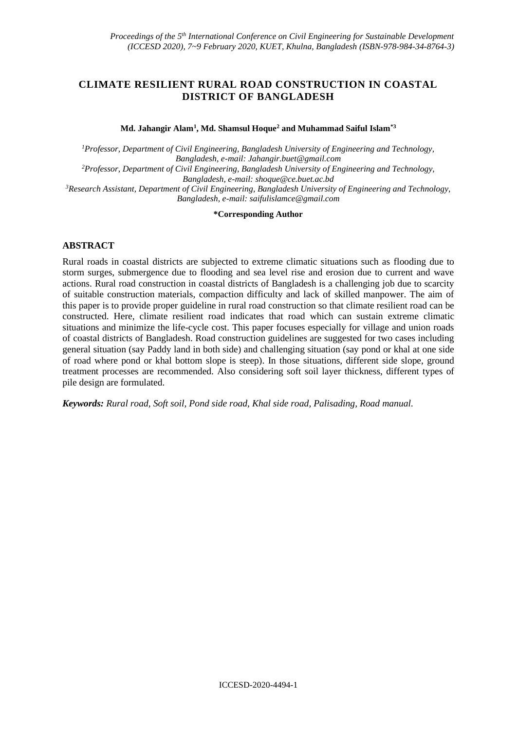# CLIMATE RESILIENT RURAL ROAD CONSTRUCTION IN COASTAL DISTRICT OF BANGLADESH

**Md. Jahangir Alam[1], Md. Shamsul Hoque[2] and Muhammad Saiful Islam[*3]**

[1]*Professor, Department of Civil Engineering, Bangladesh University of Engineering and Technology, Bangladesh, e-mail: Jahangir.buet@gmail.com*
[2]*Professor, Department of Civil Engineering, Bangladesh University of Engineering and Technology, Bangladesh, e-mail: shoque@ce.buet.ac.bd*
[3]*Research Assistant, Department of Civil Engineering, Bangladesh University of Engineering and Technology, Bangladesh, e-mail: saifulislamce@gmail.com*

**\*Corresponding Author**

## ABSTRACT

Rural roads in coastal districts are subjected to extreme climatic situations such as flooding due to storm surges, submergence due to flooding and sea level rise and erosion due to current and wave actions. Rural road construction in coastal districts of Bangladesh is a challenging job due to scarcity of suitable construction materials, compaction difficulty and lack of skilled manpower. The aim of this paper is to provide proper guideline in rural road construction so that climate resilient road can be constructed. Here, climate resilient road indicates that road which can sustain extreme climatic situations and minimize the life-cycle cost. This paper focuses especially for village and union roads of coastal districts of Bangladesh. Road construction guidelines are suggested for two cases including general situation (say Paddy land in both side) and challenging situation (say pond or khal at one side of road where pond or khal bottom slope is steep). In those situations, different side slope, ground treatment processes are recommended. Also considering soft soil layer thickness, different types of pile design are formulated.

***Keywords:*** *Rural road, Soft soil, Pond side road, Khal side road, Palisading, Road manual.*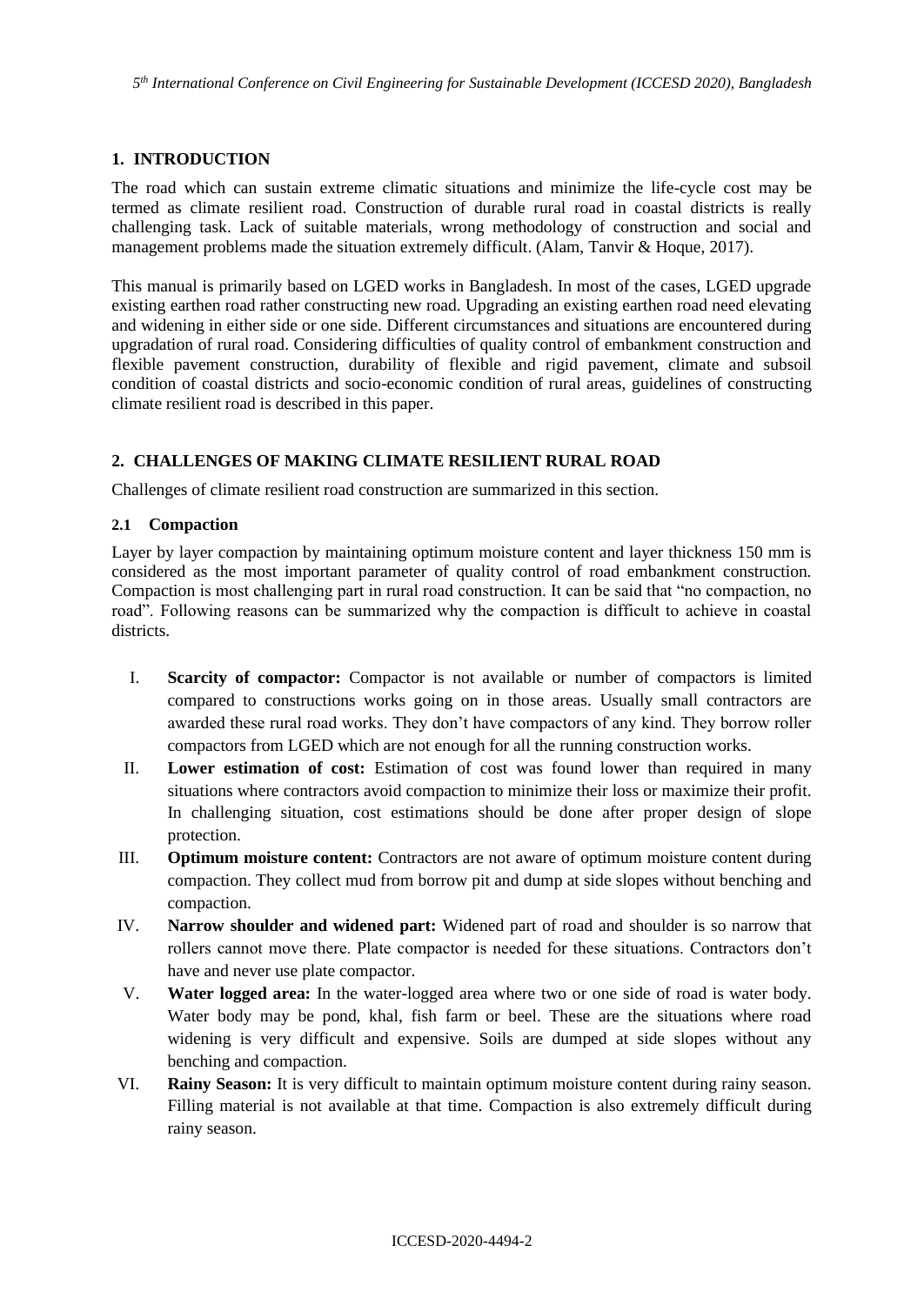## 1. INTRODUCTION

The road which can sustain extreme climatic situations and minimize the life-cycle cost may be termed as climate resilient road. Construction of durable rural road in coastal districts is really challenging task. Lack of suitable materials, wrong methodology of construction and social and management problems made the situation extremely difficult. (Alam, Tanvir & Hoque, 2017).

This manual is primarily based on LGED works in Bangladesh. In most of the cases, LGED upgrade existing earthen road rather constructing new road. Upgrading an existing earthen road need elevating and widening in either side or one side. Different circumstances and situations are encountered during upgradation of rural road. Considering difficulties of quality control of embankment construction and flexible pavement construction, durability of flexible and rigid pavement, climate and subsoil condition of coastal districts and socio-economic condition of rural areas, guidelines of constructing climate resilient road is described in this paper.

## 2. CHALLENGES OF MAKING CLIMATE RESILIENT RURAL ROAD

Challenges of climate resilient road construction are summarized in this section.

### 2.1 Compaction

Layer by layer compaction by maintaining optimum moisture content and layer thickness 150 mm is considered as the most important parameter of quality control of road embankment construction. Compaction is most challenging part in rural road construction. It can be said that "no compaction, no road". Following reasons can be summarized why the compaction is difficult to achieve in coastal districts.

I. **Scarcity of compactor:** Compactor is not available or number of compactors is limited compared to constructions works going on in those areas. Usually small contractors are awarded these rural road works. They don't have compactors of any kind. They borrow roller compactors from LGED which are not enough for all the running construction works.

II. **Lower estimation of cost:** Estimation of cost was found lower than required in many situations where contractors avoid compaction to minimize their loss or maximize their profit. In challenging situation, cost estimations should be done after proper design of slope protection.

III. **Optimum moisture content:** Contractors are not aware of optimum moisture content during compaction. They collect mud from borrow pit and dump at side slopes without benching and compaction.

IV. **Narrow shoulder and widened part:** Widened part of road and shoulder is so narrow that rollers cannot move there. Plate compactor is needed for these situations. Contractors don't have and never use plate compactor.

V. **Water logged area:** In the water-logged area where two or one side of road is water body. Water body may be pond, khal, fish farm or beel. These are the situations where road widening is very difficult and expensive. Soils are dumped at side slopes without any benching and compaction.

VI. **Rainy Season:** It is very difficult to maintain optimum moisture content during rainy season. Filling material is not available at that time. Compaction is also extremely difficult during rainy season.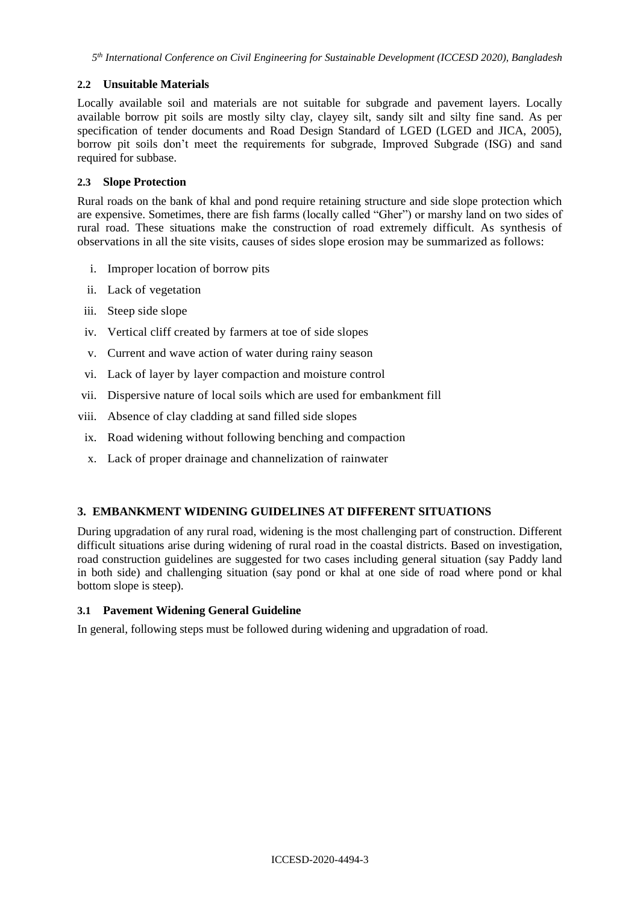### 2.2 Unsuitable Materials

Locally available soil and materials are not suitable for subgrade and pavement layers. Locally available borrow pit soils are mostly silty clay, clayey silt, sandy silt and silty fine sand. As per specification of tender documents and Road Design Standard of LGED (LGED and JICA, 2005), borrow pit soils don't meet the requirements for subgrade, Improved Subgrade (ISG) and sand required for subbase.

### 2.3 Slope Protection

Rural roads on the bank of khal and pond require retaining structure and side slope protection which are expensive. Sometimes, there are fish farms (locally called "Gher") or marshy land on two sides of rural road. These situations make the construction of road extremely difficult. As synthesis of observations in all the site visits, causes of sides slope erosion may be summarized as follows:

i. Improper location of borrow pits
ii. Lack of vegetation
iii. Steep side slope
iv. Vertical cliff created by farmers at toe of side slopes
v. Current and wave action of water during rainy season
vi. Lack of layer by layer compaction and moisture control
vii. Dispersive nature of local soils which are used for embankment fill
viii. Absence of clay cladding at sand filled side slopes
ix. Road widening without following benching and compaction
x. Lack of proper drainage and channelization of rainwater

## 3. EMBANKMENT WIDENING GUIDELINES AT DIFFERENT SITUATIONS

During upgradation of any rural road, widening is the most challenging part of construction. Different difficult situations arise during widening of rural road in the coastal districts. Based on investigation, road construction guidelines are suggested for two cases including general situation (say Paddy land in both side) and challenging situation (say pond or khal at one side of road where pond or khal bottom slope is steep).

### 3.1 Pavement Widening General Guideline

In general, following steps must be followed during widening and upgradation of road.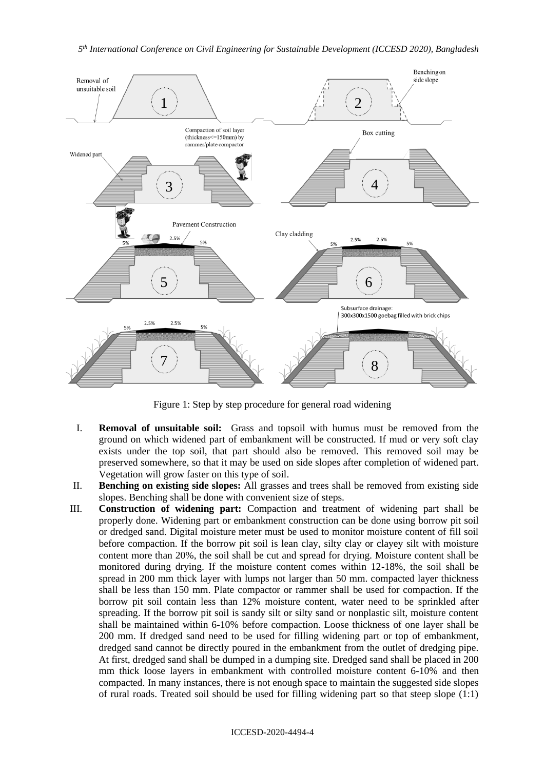Figure 1: Step by step procedure for general road widening

I. **Removal of unsuitable soil:** Grass and topsoil with humus must be removed from the ground on which widened part of embankment will be constructed. If mud or very soft clay exists under the top soil, that part should also be removed. This removed soil may be preserved somewhere, so that it may be used on side slopes after completion of widened part. Vegetation will grow faster on this type of soil.

II. **Benching on existing side slopes:** All grasses and trees shall be removed from existing side slopes. Benching shall be done with convenient size of steps.

III. **Construction of widening part:** Compaction and treatment of widening part shall be properly done. Widening part or embankment construction can be done using borrow pit soil or dredged sand. Digital moisture meter must be used to monitor moisture content of fill soil before compaction. If the borrow pit soil is lean clay, silty clay or clayey silt with moisture content more than 20%, the soil shall be cut and spread for drying. Moisture content shall be monitored during drying. If the moisture content comes within 12-18%, the soil shall be spread in 200 mm thick layer with lumps not larger than 50 mm. compacted layer thickness shall be less than 150 mm. Plate compactor or rammer shall be used for compaction. If the borrow pit soil contain less than 12% moisture content, water need to be sprinkled after spreading. If the borrow pit soil is sandy silt or silty sand or nonplastic silt, moisture content shall be maintained within 6-10% before compaction. Loose thickness of one layer shall be 200 mm. If dredged sand need to be used for filling widening part or top of embankment, dredged sand cannot be directly poured in the embankment from the outlet of dredging pipe. At first, dredged sand shall be dumped in a dumping site. Dredged sand shall be placed in 200 mm thick loose layers in embankment with controlled moisture content 6-10% and then compacted. In many instances, there is not enough space to maintain the suggested side slopes of rural roads. Treated soil should be used for filling widening part so that steep slope (1:1)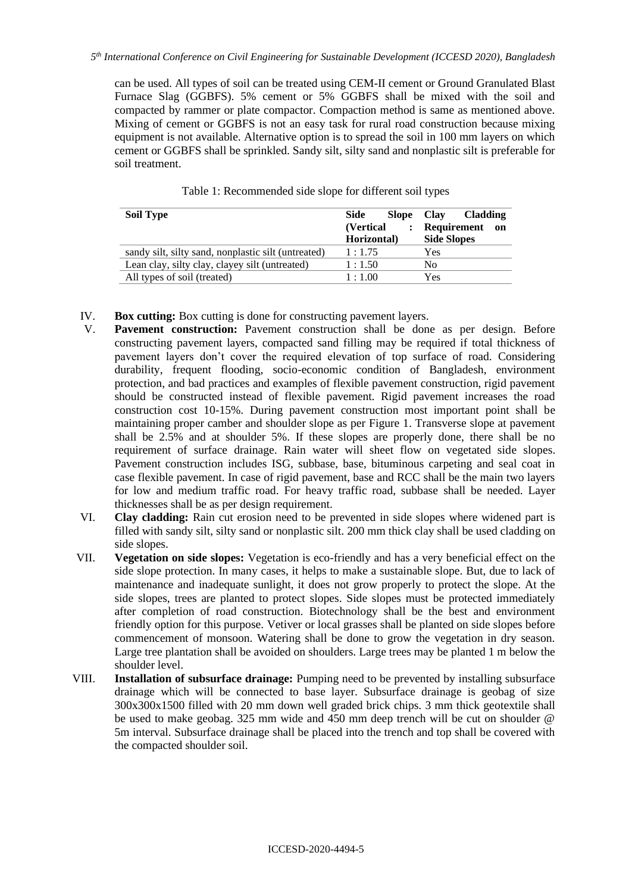can be used. All types of soil can be treated using CEM-II cement or Ground Granulated Blast Furnace Slag (GGBFS). 5% cement or 5% GGBFS shall be mixed with the soil and compacted by rammer or plate compactor. Compaction method is same as mentioned above. Mixing of cement or GGBFS is not an easy task for rural road construction because mixing equipment is not available. Alternative option is to spread the soil in 100 mm layers on which cement or GGBFS shall be sprinkled. Sandy silt, silty sand and nonplastic silt is preferable for soil treatment.

Table 1: Recommended side slope for different soil types

| **Soil Type** | **Side Slope (Vertical : Horizontal)** | **Clay Cladding Requirement on Side Slopes** |
|---|---|---|
| sandy silt, silty sand, nonplastic silt (untreated) | 1 : 1.75 | Yes |
| Lean clay, silty clay, clayey silt (untreated) | 1 : 1.50 | No |
| All types of soil (treated) | 1 : 1.00 | Yes |

IV. **Box cutting:** Box cutting is done for constructing pavement layers.

V. **Pavement construction:** Pavement construction shall be done as per design. Before constructing pavement layers, compacted sand filling may be required if total thickness of pavement layers don't cover the required elevation of top surface of road. Considering durability, frequent flooding, socio-economic condition of Bangladesh, environment protection, and bad practices and examples of flexible pavement construction, rigid pavement should be constructed instead of flexible pavement. Rigid pavement increases the road construction cost 10-15%. During pavement construction most important point shall be maintaining proper camber and shoulder slope as per Figure 1. Transverse slope at pavement shall be 2.5% and at shoulder 5%. If these slopes are properly done, there shall be no requirement of surface drainage. Rain water will sheet flow on vegetated side slopes. Pavement construction includes ISG, subbase, base, bituminous carpeting and seal coat in case flexible pavement. In case of rigid pavement, base and RCC shall be the main two layers for low and medium traffic road. For heavy traffic road, subbase shall be needed. Layer thicknesses shall be as per design requirement.

VI. **Clay cladding:** Rain cut erosion need to be prevented in side slopes where widened part is filled with sandy silt, silty sand or nonplastic silt. 200 mm thick clay shall be used cladding on side slopes.

VII. **Vegetation on side slopes:** Vegetation is eco-friendly and has a very beneficial effect on the side slope protection. In many cases, it helps to make a sustainable slope. But, due to lack of maintenance and inadequate sunlight, it does not grow properly to protect the slope. At the side slopes, trees are planted to protect slopes. Side slopes must be protected immediately after completion of road construction. Biotechnology shall be the best and environment friendly option for this purpose. Vetiver or local grasses shall be planted on side slopes before commencement of monsoon. Watering shall be done to grow the vegetation in dry season. Large tree plantation shall be avoided on shoulders. Large trees may be planted 1 m below the shoulder level.

VIII. **Installation of subsurface drainage:** Pumping need to be prevented by installing subsurface drainage which will be connected to base layer. Subsurface drainage is geobag of size 300x300x1500 filled with 20 mm down well graded brick chips. 3 mm thick geotextile shall be used to make geobag. 325 mm wide and 450 mm deep trench will be cut on shoulder @ 5m interval. Subsurface drainage shall be placed into the trench and top shall be covered with the compacted shoulder soil.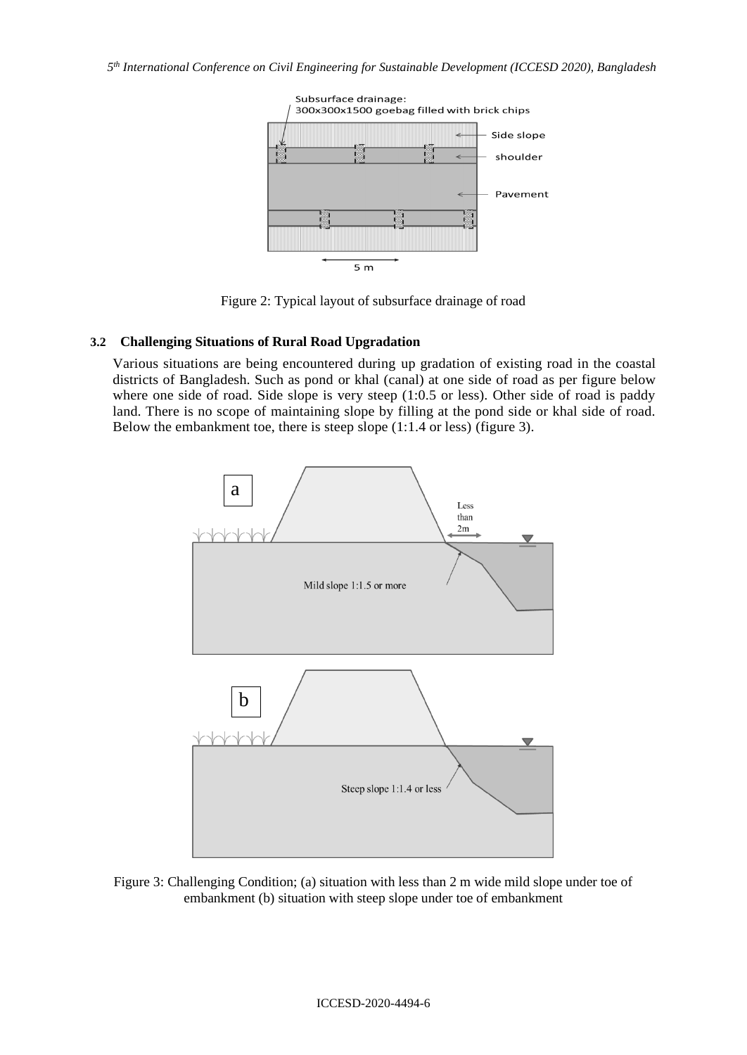Figure 2: Typical layout of subsurface drainage of road

### 3.2 Challenging Situations of Rural Road Upgradation

Various situations are being encountered during up gradation of existing road in the coastal districts of Bangladesh. Such as pond or khal (canal) at one side of road as per figure below where one side of road. Side slope is very steep (1:0.5 or less). Other side of road is paddy land. There is no scope of maintaining slope by filling at the pond side or khal side of road. Below the embankment toe, there is steep slope (1:1.4 or less) (figure 3).

Figure 3: Challenging Condition; (a) situation with less than 2 m wide mild slope under toe of embankment (b) situation with steep slope under toe of embankment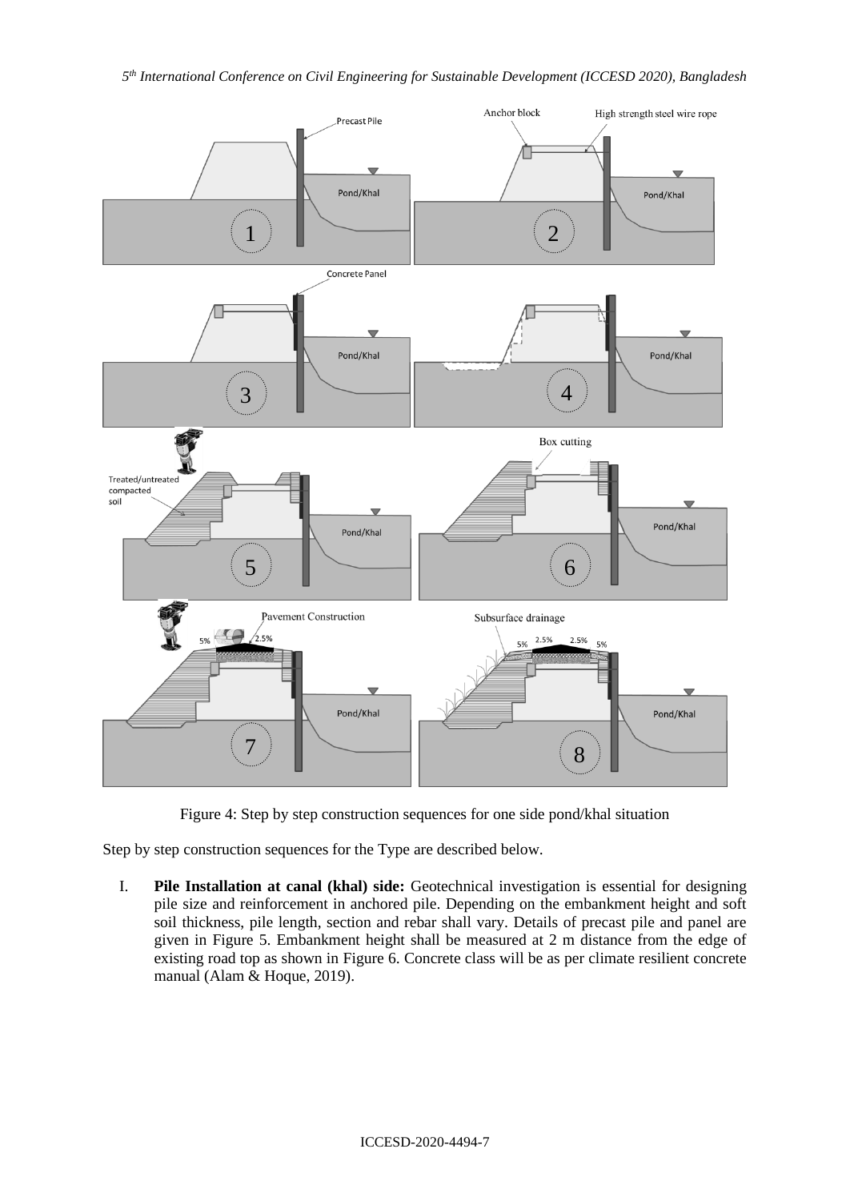Figure 4: Step by step construction sequences for one side pond/khal situation

Step by step construction sequences for the Type are described below.

I. **Pile Installation at canal (khal) side:** Geotechnical investigation is essential for designing pile size and reinforcement in anchored pile. Depending on the embankment height and soft soil thickness, pile length, section and rebar shall vary. Details of precast pile and panel are given in Figure 5. Embankment height shall be measured at 2 m distance from the edge of existing road top as shown in Figure 6. Concrete class will be as per climate resilient concrete manual (Alam & Hoque, 2019).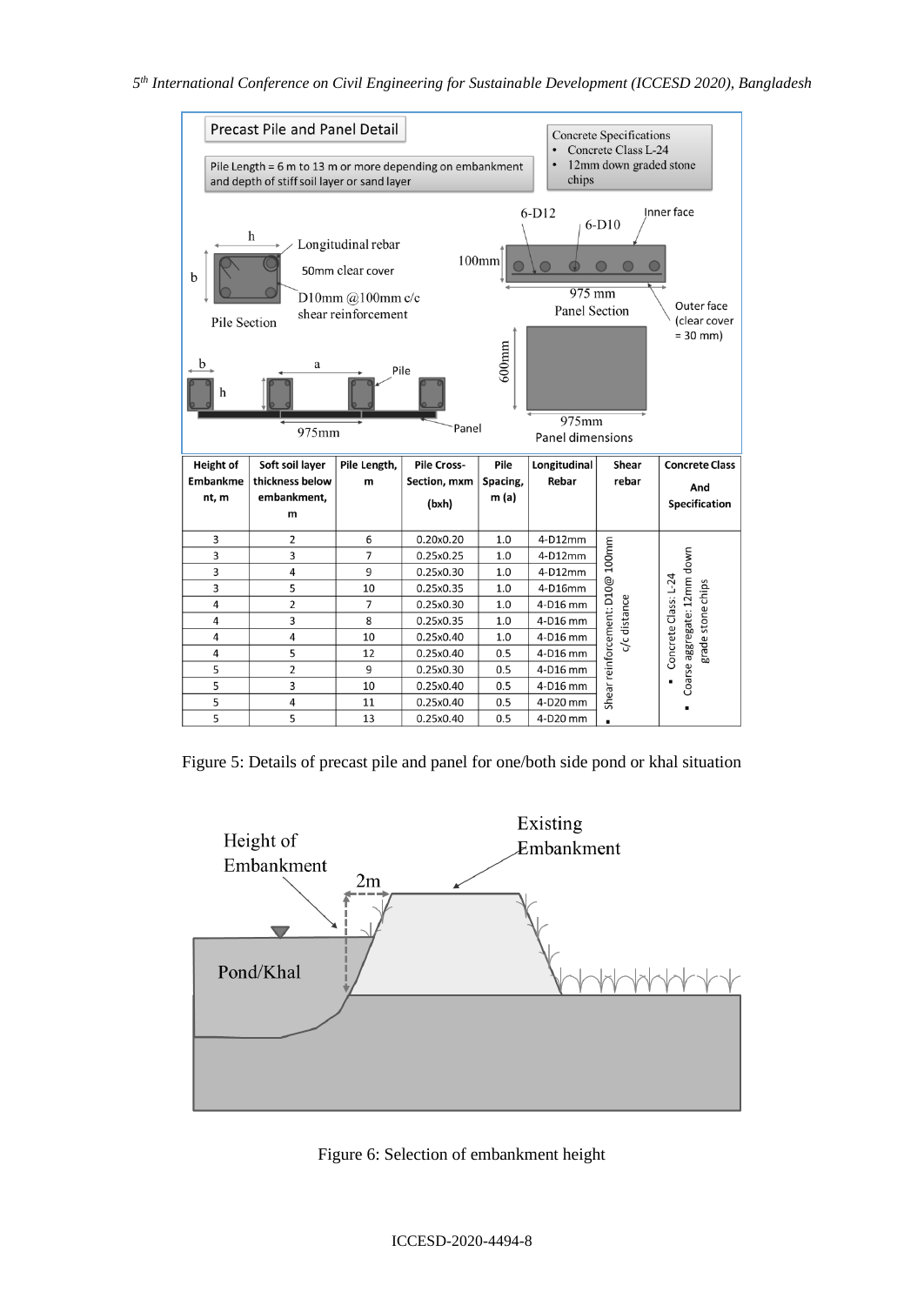Precast Pile and Panel Detail

Pile Length = 6 m to 13 m or more depending on embankment and depth of stiff soil layer or sand layer

Concrete Specifications
- Concrete Class L-24
- 12mm down graded stone chips

| Height of Embankment, m | Soft soil layer thickness below embankment, m | Pile Length, m | Pile Cross-Section, mxm (bxh) | Pile Spacing, m (a) | Longitudinal Rebar | Shear rebar | Concrete Class And Specification |
|---|---|---|---|---|---|---|---|
| 3 | 2 | 6 | 0.20x0.20 | 1.0 | 4-D12mm | ▪ Shear reinforcement: D10@ 100mm c/c distance | ▪ Concrete Class: L-24 ▪ Coarse aggregate: 12mm down grade stone chips |
| 3 | 3 | 7 | 0.25x0.25 | 1.0 | 4-D12mm | | |
| 3 | 4 | 9 | 0.25x0.30 | 1.0 | 4-D12mm | | |
| 3 | 5 | 10 | 0.25x0.35 | 1.0 | 4-D16mm | | |
| 4 | 2 | 7 | 0.25x0.30 | 1.0 | 4-D16 mm | | |
| 4 | 3 | 8 | 0.25x0.35 | 1.0 | 4-D16 mm | | |
| 4 | 4 | 10 | 0.25x0.40 | 1.0 | 4-D16 mm | | |
| 4 | 5 | 12 | 0.25x0.40 | 0.5 | 4-D16 mm | | |
| 5 | 2 | 9 | 0.25x0.30 | 0.5 | 4-D16 mm | | |
| 5 | 3 | 10 | 0.25x0.40 | 0.5 | 4-D16 mm | | |
| 5 | 4 | 11 | 0.25x0.40 | 0.5 | 4-D20 mm | | |
| 5 | 5 | 13 | 0.25x0.40 | 0.5 | 4-D20 mm | | |

Figure 5: Details of precast pile and panel for one/both side pond or khal situation

Figure 6: Selection of embankment height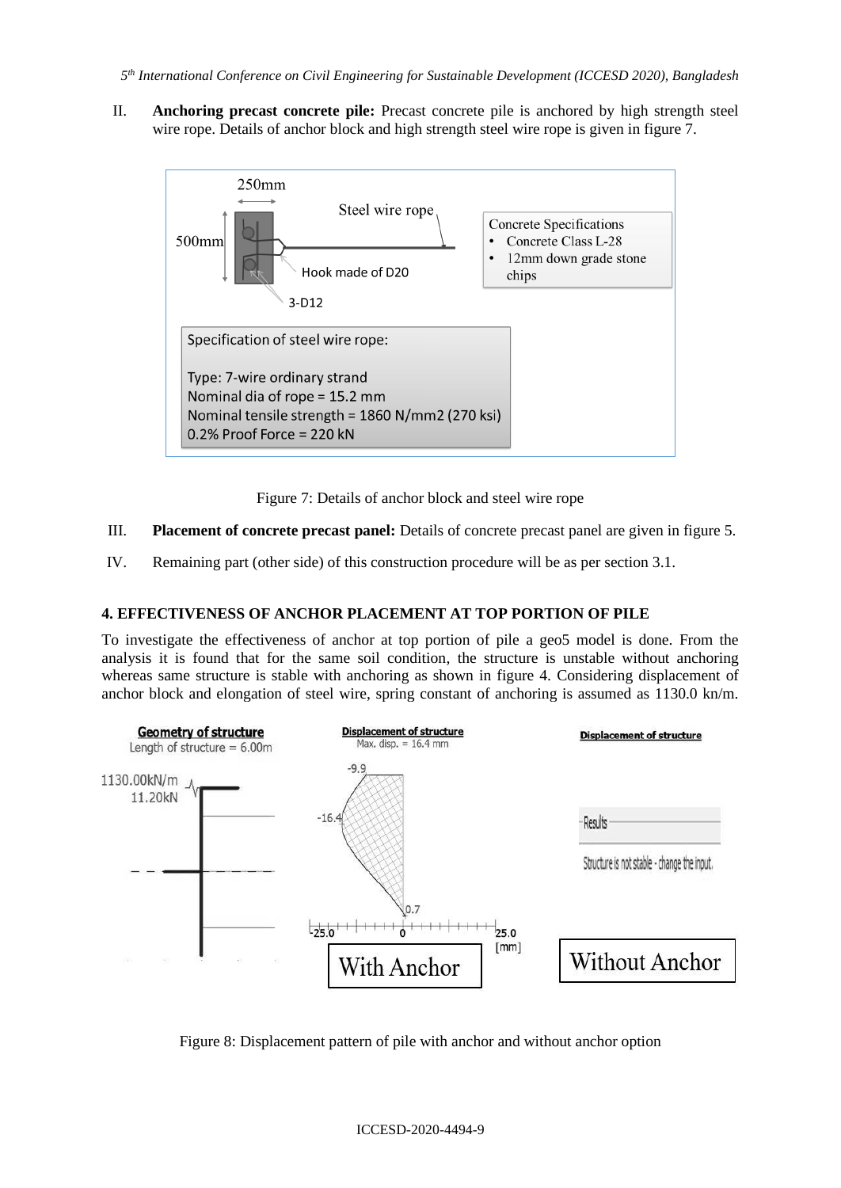II. **Anchoring precast concrete pile:** Precast concrete pile is anchored by high strength steel wire rope. Details of anchor block and high strength steel wire rope is given in figure 7.

Figure 7: Details of anchor block and steel wire rope

III. **Placement of concrete precast panel:** Details of concrete precast panel are given in figure 5.

IV. Remaining part (other side) of this construction procedure will be as per section 3.1.

## 4. EFFECTIVENESS OF ANCHOR PLACEMENT AT TOP PORTION OF PILE

To investigate the effectiveness of anchor at top portion of pile a geo5 model is done. From the analysis it is found that for the same soil condition, the structure is unstable without anchoring whereas same structure is stable with anchoring as shown in figure 4. Considering displacement of anchor block and elongation of steel wire, spring constant of anchoring is assumed as 1130.0 kn/m.

Figure 8: Displacement pattern of pile with anchor and without anchor option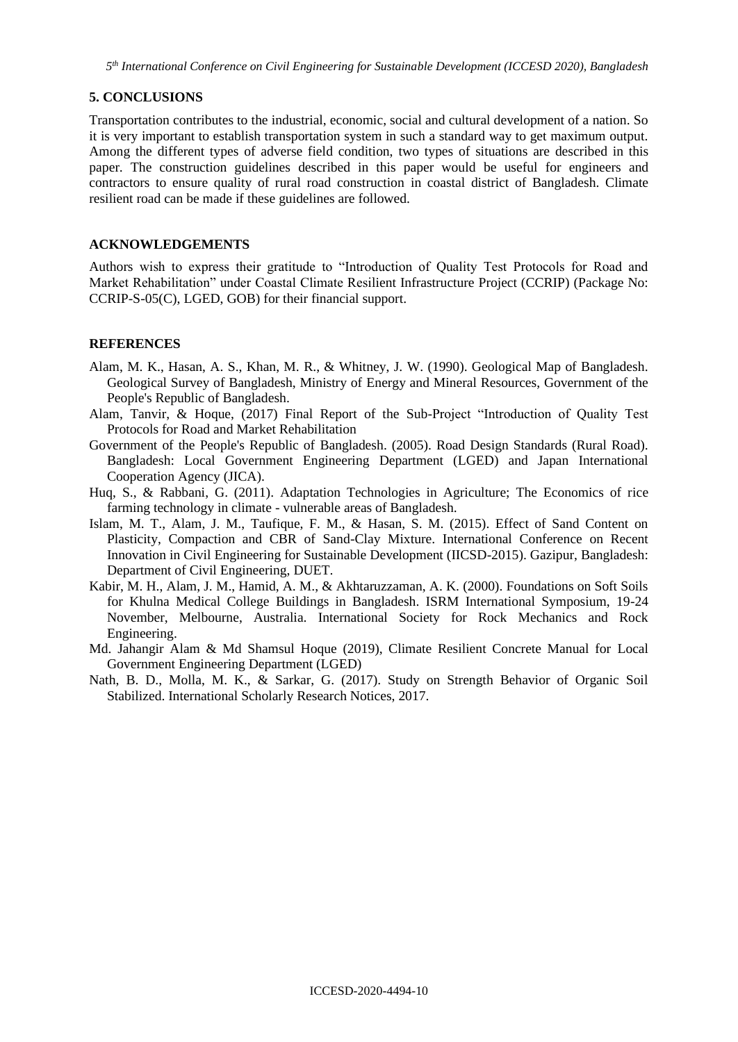## 5. CONCLUSIONS

Transportation contributes to the industrial, economic, social and cultural development of a nation. So it is very important to establish transportation system in such a standard way to get maximum output. Among the different types of adverse field condition, two types of situations are described in this paper. The construction guidelines described in this paper would be useful for engineers and contractors to ensure quality of rural road construction in coastal district of Bangladesh. Climate resilient road can be made if these guidelines are followed.

## ACKNOWLEDGEMENTS

Authors wish to express their gratitude to "Introduction of Quality Test Protocols for Road and Market Rehabilitation" under Coastal Climate Resilient Infrastructure Project (CCRIP) (Package No: CCRIP-S-05(C), LGED, GOB) for their financial support.

## REFERENCES

Alam, M. K., Hasan, A. S., Khan, M. R., & Whitney, J. W. (1990). Geological Map of Bangladesh. Geological Survey of Bangladesh, Ministry of Energy and Mineral Resources, Government of the People's Republic of Bangladesh.

Alam, Tanvir, & Hoque, (2017) Final Report of the Sub-Project "Introduction of Quality Test Protocols for Road and Market Rehabilitation

Government of the People's Republic of Bangladesh. (2005). Road Design Standards (Rural Road). Bangladesh: Local Government Engineering Department (LGED) and Japan International Cooperation Agency (JICA).

Huq, S., & Rabbani, G. (2011). Adaptation Technologies in Agriculture; The Economics of rice farming technology in climate - vulnerable areas of Bangladesh.

Islam, M. T., Alam, J. M., Taufique, F. M., & Hasan, S. M. (2015). Effect of Sand Content on Plasticity, Compaction and CBR of Sand-Clay Mixture. International Conference on Recent Innovation in Civil Engineering for Sustainable Development (IICSD-2015). Gazipur, Bangladesh: Department of Civil Engineering, DUET.

Kabir, M. H., Alam, J. M., Hamid, A. M., & Akhtaruzzaman, A. K. (2000). Foundations on Soft Soils for Khulna Medical College Buildings in Bangladesh. ISRM International Symposium, 19-24 November, Melbourne, Australia. International Society for Rock Mechanics and Rock Engineering.

Md. Jahangir Alam & Md Shamsul Hoque (2019), Climate Resilient Concrete Manual for Local Government Engineering Department (LGED)

Nath, B. D., Molla, M. K., & Sarkar, G. (2017). Study on Strength Behavior of Organic Soil Stabilized. International Scholarly Research Notices, 2017.